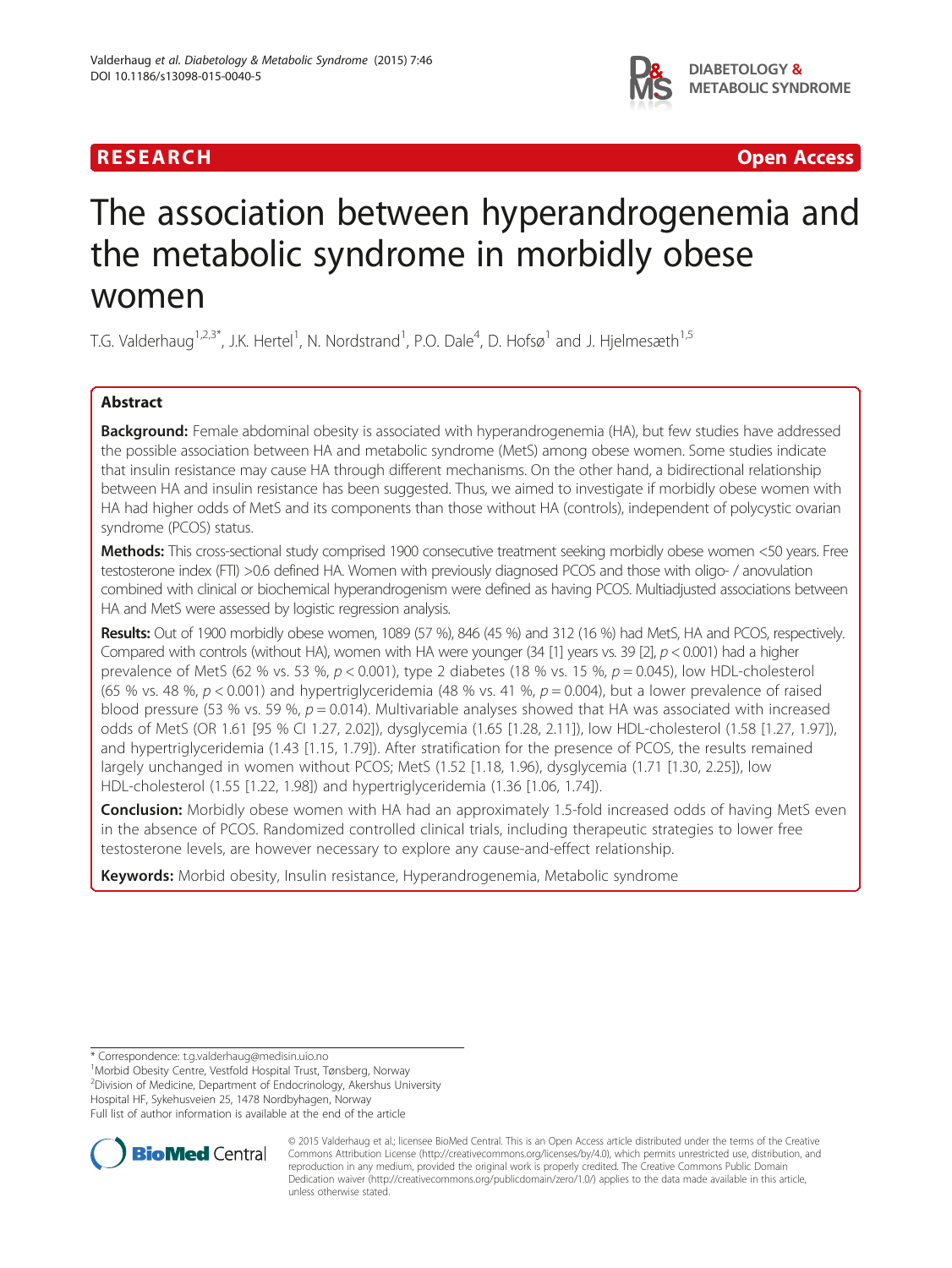RESEARCH Open Access

# The association between hyperandrogenemia and the metabolic syndrome in morbidly obese women

T.G. Valderhaug[1,2,3*], J.K. Hertel[1], N. Nordstrand[1], P.O. Dale[4], D. Hofsø[1] and J. Hjelmesæth[1,5]

## Abstract

**Background:** Female abdominal obesity is associated with hyperandrogenemia (HA), but few studies have addressed the possible association between HA and metabolic syndrome (MetS) among obese women. Some studies indicate that insulin resistance may cause HA through different mechanisms. On the other hand, a bidirectional relationship between HA and insulin resistance has been suggested. Thus, we aimed to investigate if morbidly obese women with HA had higher odds of MetS and its components than those without HA (controls), independent of polycystic ovarian syndrome (PCOS) status.

**Methods:** This cross-sectional study comprised 1900 consecutive treatment seeking morbidly obese women <50 years. Free testosterone index (FTI) >0.6 defined HA. Women with previously diagnosed PCOS and those with oligo- / anovulation combined with clinical or biochemical hyperandrogenism were defined as having PCOS. Multiadjusted associations between HA and MetS were assessed by logistic regression analysis.

**Results:** Out of 1900 morbidly obese women, 1089 (57 %), 846 (45 %) and 312 (16 %) had MetS, HA and PCOS, respectively. Compared with controls (without HA), women with HA were younger (34 [1] years vs. 39 [2], $p < 0.001$) had a higher prevalence of MetS (62 % vs. 53 %, $p < 0.001$), type 2 diabetes (18 % vs. 15 %, $p = 0.045$), low HDL-cholesterol (65 % vs. 48 %, $p < 0.001$) and hypertriglyceridemia (48 % vs. 41 %, $p = 0.004$), but a lower prevalence of raised blood pressure (53 % vs. 59 %, $p = 0.014$). Multivariable analyses showed that HA was associated with increased odds of MetS (OR 1.61 [95 % CI 1.27, 2.02]), dysglycemia (1.65 [1.28, 2.11]), low HDL-cholesterol (1.58 [1.27, 1.97]), and hypertriglyceridemia (1.43 [1.15, 1.79]). After stratification for the presence of PCOS, the results remained largely unchanged in women without PCOS; MetS (1.52 [1.18, 1.96]), dysglycemia (1.71 [1.30, 2.25]), low HDL-cholesterol (1.55 [1.22, 1.98]) and hypertriglyceridemia (1.36 [1.06, 1.74]).

**Conclusion:** Morbidly obese women with HA had an approximately 1.5-fold increased odds of having MetS even in the absence of PCOS. Randomized controlled clinical trials, including therapeutic strategies to lower free testosterone levels, are however necessary to explore any cause-and-effect relationship.

**Keywords:** Morbid obesity, Insulin resistance, Hyperandrogenemia, Metabolic syndrome

---

\* Correspondence: t.g.valderhaug@medisin.uio.no
[1]Morbid Obesity Centre, Vestfold Hospital Trust, Tønsberg, Norway
[2]Division of Medicine, Department of Endocrinology, Akershus University Hospital HF, Sykehusveien 25, 1478 Nordbyhagen, Norway
Full list of author information is available at the end of the article

© 2015 Valderhaug et al.; licensee BioMed Central. This is an Open Access article distributed under the terms of the Creative Commons Attribution License (http://creativecommons.org/licenses/by/4.0), which permits unrestricted use, distribution, and reproduction in any medium, provided the original work is properly credited. The Creative Commons Public Domain Dedication waiver (http://creativecommons.org/publicdomain/zero/1.0/) applies to the data made available in this article, unless otherwise stated.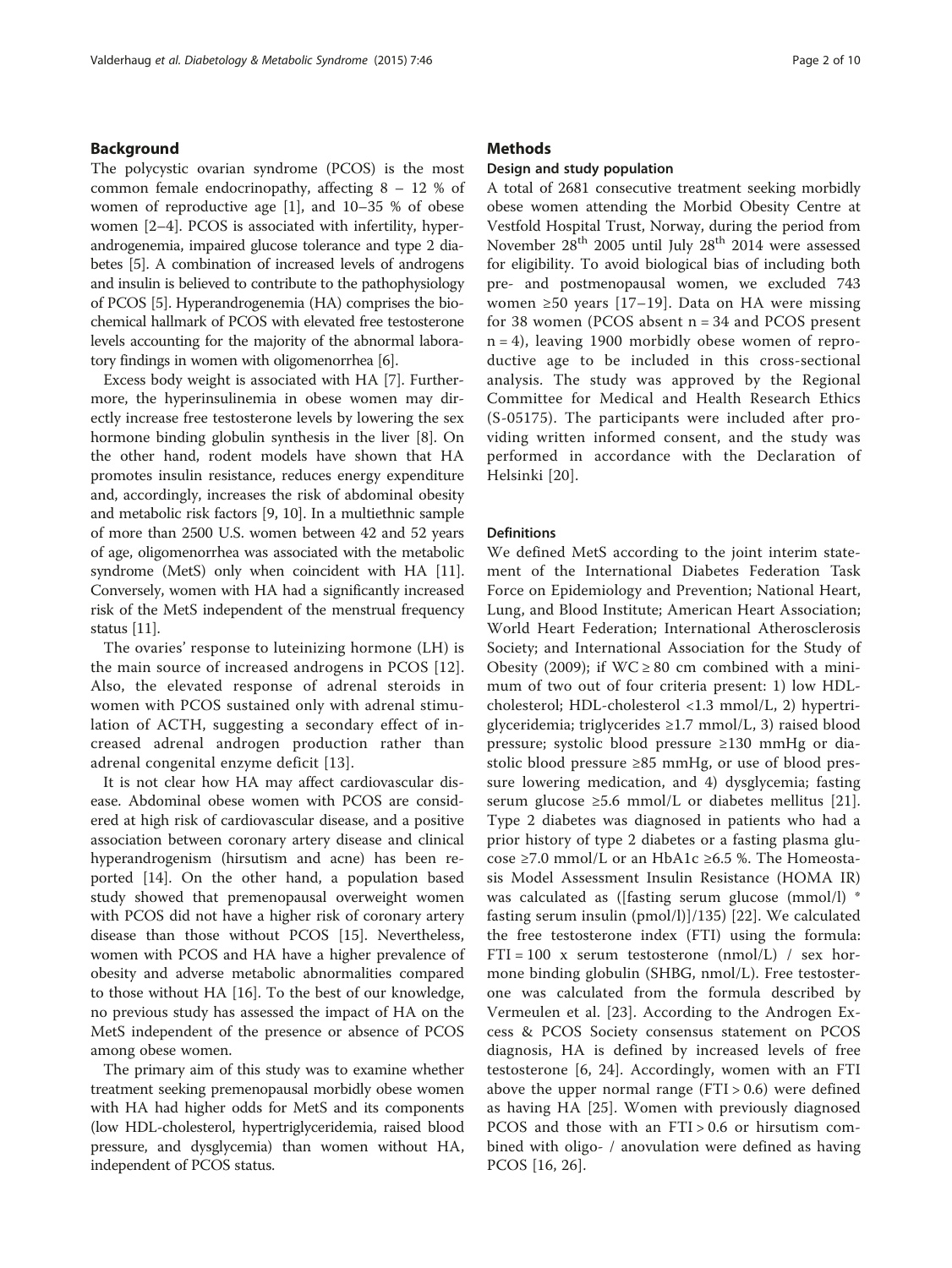## Background

The polycystic ovarian syndrome (PCOS) is the most common female endocrinopathy, affecting 8 – 12 % of women of reproductive age [1], and 10–35 % of obese women [2–4]. PCOS is associated with infertility, hyperandrogenemia, impaired glucose tolerance and type 2 diabetes [5]. A combination of increased levels of androgens and insulin is believed to contribute to the pathophysiology of PCOS [5]. Hyperandrogenemia (HA) comprises the biochemical hallmark of PCOS with elevated free testosterone levels accounting for the majority of the abnormal laboratory findings in women with oligomenorrhea [6].

Excess body weight is associated with HA [7]. Furthermore, the hyperinsulinemia in obese women may directly increase free testosterone levels by lowering the sex hormone binding globulin synthesis in the liver [8]. On the other hand, rodent models have shown that HA promotes insulin resistance, reduces energy expenditure and, accordingly, increases the risk of abdominal obesity and metabolic risk factors [9, 10]. In a multiethnic sample of more than 2500 U.S. women between 42 and 52 years of age, oligomenorrhea was associated with the metabolic syndrome (MetS) only when coincident with HA [11]. Conversely, women with HA had a significantly increased risk of the MetS independent of the menstrual frequency status [11].

The ovaries' response to luteinizing hormone (LH) is the main source of increased androgens in PCOS [12]. Also, the elevated response of adrenal steroids in women with PCOS sustained only with adrenal stimulation of ACTH, suggesting a secondary effect of increased adrenal androgen production rather than adrenal congenital enzyme deficit [13].

It is not clear how HA may affect cardiovascular disease. Abdominal obese women with PCOS are considered at high risk of cardiovascular disease, and a positive association between coronary artery disease and clinical hyperandrogenism (hirsutism and acne) has been reported [14]. On the other hand, a population based study showed that premenopausal overweight women with PCOS did not have a higher risk of coronary artery disease than those without PCOS [15]. Nevertheless, women with PCOS and HA have a higher prevalence of obesity and adverse metabolic abnormalities compared to those without HA [16]. To the best of our knowledge, no previous study has assessed the impact of HA on the MetS independent of the presence or absence of PCOS among obese women.

The primary aim of this study was to examine whether treatment seeking premenopausal morbidly obese women with HA had higher odds for MetS and its components (low HDL-cholesterol, hypertriglyceridemia, raised blood pressure, and dysglycemia) than women without HA, independent of PCOS status.

## Methods

### Design and study population

A total of 2681 consecutive treatment seeking morbidly obese women attending the Morbid Obesity Centre at Vestfold Hospital Trust, Norway, during the period from November 28th 2005 until July 28th 2014 were assessed for eligibility. To avoid biological bias of including both pre- and postmenopausal women, we excluded 743 women ≥50 years [17–19]. Data on HA were missing for 38 women (PCOS absent n = 34 and PCOS present n = 4), leaving 1900 morbidly obese women of reproductive age to be included in this cross-sectional analysis. The study was approved by the Regional Committee for Medical and Health Research Ethics (S-05175). The participants were included after providing written informed consent, and the study was performed in accordance with the Declaration of Helsinki [20].

### Definitions

We defined MetS according to the joint interim statement of the International Diabetes Federation Task Force on Epidemiology and Prevention; National Heart, Lung, and Blood Institute; American Heart Association; World Heart Federation; International Atherosclerosis Society; and International Association for the Study of Obesity (2009); if WC ≥ 80 cm combined with a minimum of two out of four criteria present: 1) low HDL-cholesterol; HDL-cholesterol <1.3 mmol/L, 2) hypertriglyceridemia; triglycerides ≥1.7 mmol/L, 3) raised blood pressure; systolic blood pressure ≥130 mmHg or diastolic blood pressure ≥85 mmHg, or use of blood pressure lowering medication, and 4) dysglycemia; fasting serum glucose ≥5.6 mmol/L or diabetes mellitus [21]. Type 2 diabetes was diagnosed in patients who had a prior history of type 2 diabetes or a fasting plasma glucose ≥7.0 mmol/L or an HbA1c ≥6.5 %. The Homeostasis Model Assessment Insulin Resistance (HOMA IR) was calculated as ([fasting serum glucose (mmol/l) * fasting serum insulin (pmol/l)]/135) [22]. We calculated the free testosterone index (FTI) using the formula: FTI = 100 x serum testosterone (nmol/L) / sex hormone binding globulin (SHBG, nmol/L). Free testosterone was calculated from the formula described by Vermeulen et al. [23]. According to the Androgen Excess & PCOS Society consensus statement on PCOS diagnosis, HA is defined by increased levels of free testosterone [6, 24]. Accordingly, women with an FTI above the upper normal range (FTI > 0.6) were defined as having HA [25]. Women with previously diagnosed PCOS and those with an FTI > 0.6 or hirsutism combined with oligo- / anovulation were defined as having PCOS [16, 26].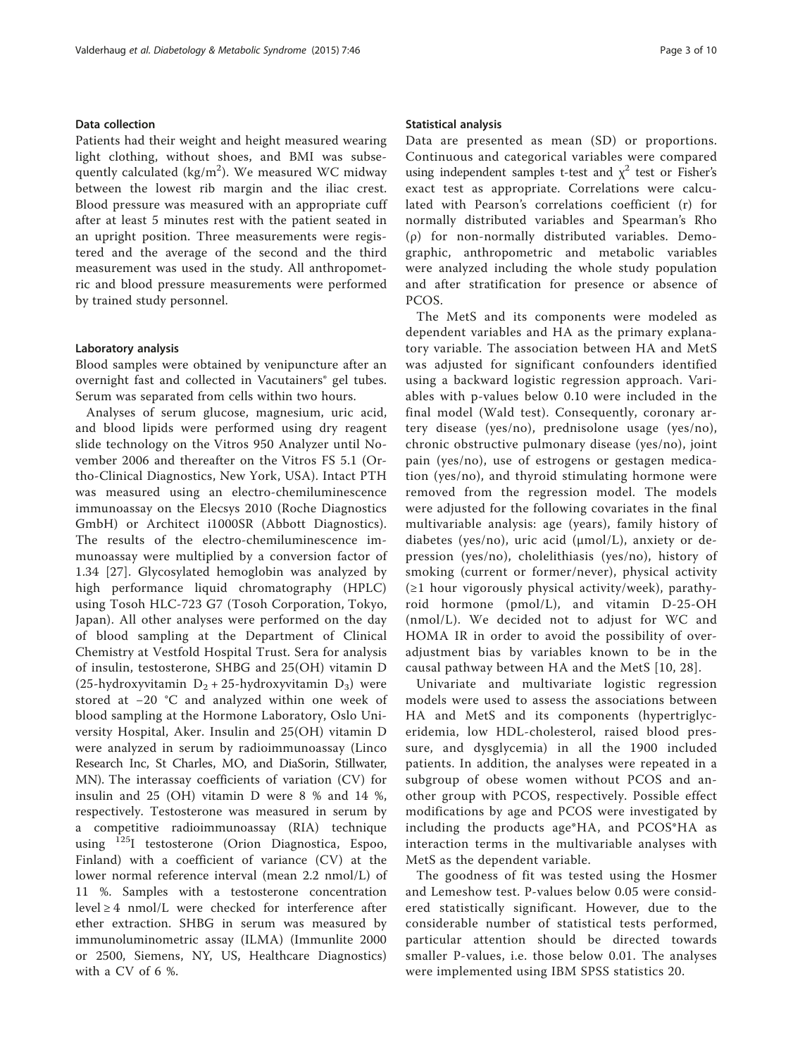### Data collection

Patients had their weight and height measured wearing light clothing, without shoes, and BMI was subsequently calculated ($kg/m^2$). We measured WC midway between the lowest rib margin and the iliac crest. Blood pressure was measured with an appropriate cuff after at least 5 minutes rest with the patient seated in an upright position. Three measurements were registered and the average of the second and the third measurement was used in the study. All anthropometric and blood pressure measurements were performed by trained study personnel.

### Laboratory analysis

Blood samples were obtained by venipuncture after an overnight fast and collected in Vacutainers® gel tubes. Serum was separated from cells within two hours.

Analyses of serum glucose, magnesium, uric acid, and blood lipids were performed using dry reagent slide technology on the Vitros 950 Analyzer until November 2006 and thereafter on the Vitros FS 5.1 (Ortho-Clinical Diagnostics, New York, USA). Intact PTH was measured using an electro-chemiluminescence immunoassay on the Elecsys 2010 (Roche Diagnostics GmbH) or Architect i1000SR (Abbott Diagnostics). The results of the electro-chemiluminescence immunoassay were multiplied by a conversion factor of 1.34 [27]. Glycosylated hemoglobin was analyzed by high performance liquid chromatography (HPLC) using Tosoh HLC-723 G7 (Tosoh Corporation, Tokyo, Japan). All other analyses were performed on the day of blood sampling at the Department of Clinical Chemistry at Vestfold Hospital Trust. Sera for analysis of insulin, testosterone, SHBG and 25(OH) vitamin D (25-hydroxyvitamin $D_2$ + 25-hydroxyvitamin $D_3$) were stored at −20 °C and analyzed within one week of blood sampling at the Hormone Laboratory, Oslo University Hospital, Aker. Insulin and 25(OH) vitamin D were analyzed in serum by radioimmunoassay (Linco Research Inc, St Charles, MO, and DiaSorin, Stillwater, MN). The interassay coefficients of variation (CV) for insulin and 25 (OH) vitamin D were 8 % and 14 %, respectively. Testosterone was measured in serum by a competitive radioimmunoassay (RIA) technique using $^{125}$I testosterone (Orion Diagnostica, Espoo, Finland) with a coefficient of variance (CV) at the lower normal reference interval (mean 2.2 nmol/L) of 11 %. Samples with a testosterone concentration level ≥ 4 nmol/L were checked for interference after ether extraction. SHBG in serum was measured by immunoluminometric assay (ILMA) (Immunlite 2000 or 2500, Siemens, NY, US, Healthcare Diagnostics) with a CV of 6 %.

### Statistical analysis

Data are presented as mean (SD) or proportions. Continuous and categorical variables were compared using independent samples t-test and $\chi^2$ test or Fisher's exact test as appropriate. Correlations were calculated with Pearson's correlations coefficient (r) for normally distributed variables and Spearman's Rho (ρ) for non-normally distributed variables. Demographic, anthropometric and metabolic variables were analyzed including the whole study population and after stratification for presence or absence of PCOS.

The MetS and its components were modeled as dependent variables and HA as the primary explanatory variable. The association between HA and MetS was adjusted for significant confounders identified using a backward logistic regression approach. Variables with p-values below 0.10 were included in the final model (Wald test). Consequently, coronary artery disease (yes/no), prednisolone usage (yes/no), chronic obstructive pulmonary disease (yes/no), joint pain (yes/no), use of estrogens or gestagen medication (yes/no), and thyroid stimulating hormone were removed from the regression model. The models were adjusted for the following covariates in the final multivariable analysis: age (years), family history of diabetes (yes/no), uric acid (μmol/L), anxiety or depression (yes/no), cholelithiasis (yes/no), history of smoking (current or former/never), physical activity (≥1 hour vigorously physical activity/week), parathyroid hormone (pmol/L), and vitamin D-25-OH (nmol/L). We decided not to adjust for WC and HOMA IR in order to avoid the possibility of overadjustment bias by variables known to be in the causal pathway between HA and the MetS [10, 28].

Univariate and multivariate logistic regression models were used to assess the associations between HA and MetS and its components (hypertriglyceridemia, low HDL-cholesterol, raised blood pressure, and dysglycemia) in all the 1900 included patients. In addition, the analyses were repeated in a subgroup of obese women without PCOS and another group with PCOS, respectively. Possible effect modifications by age and PCOS were investigated by including the products age*HA, and PCOS*HA as interaction terms in the multivariable analyses with MetS as the dependent variable.

The goodness of fit was tested using the Hosmer and Lemeshow test. P-values below 0.05 were considered statistically significant. However, due to the considerable number of statistical tests performed, particular attention should be directed towards smaller P-values, i.e. those below 0.01. The analyses were implemented using IBM SPSS statistics 20.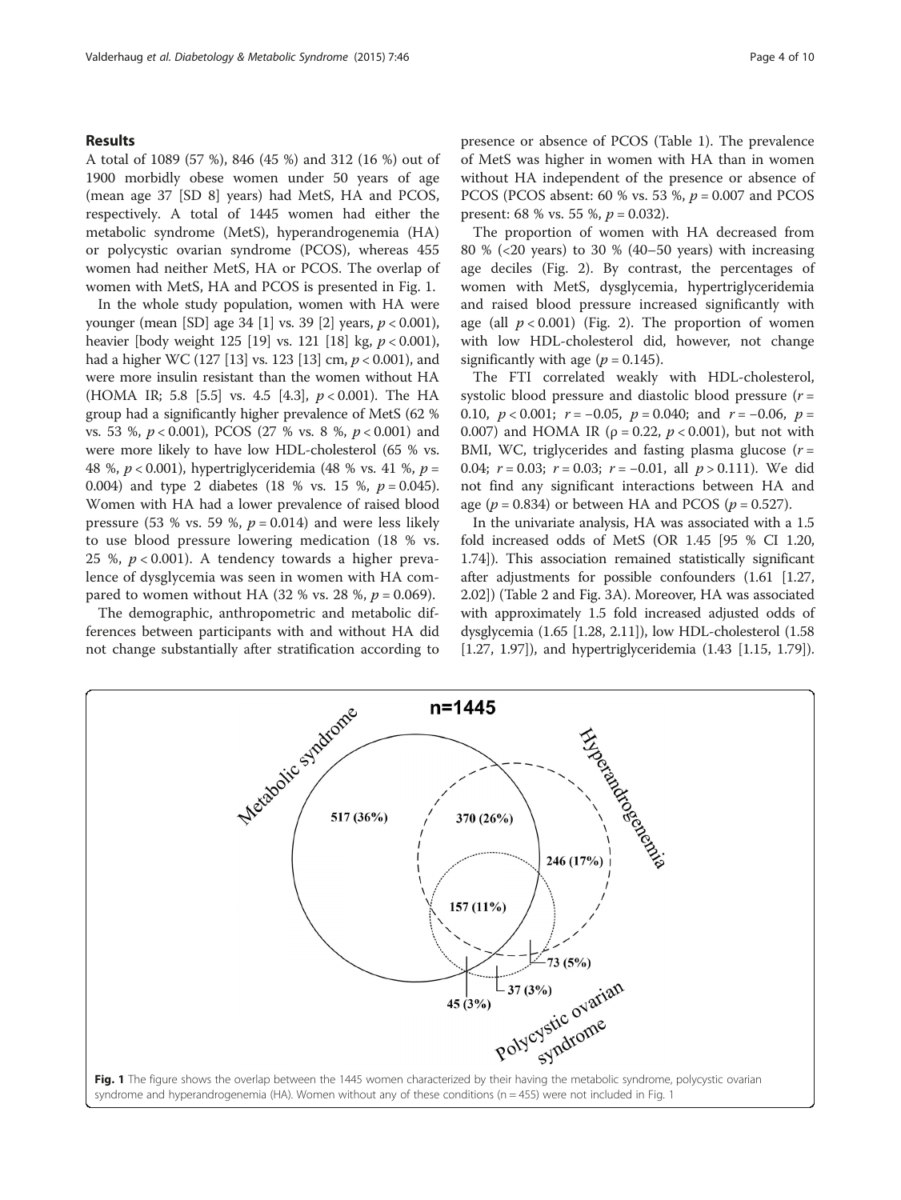## Results

A total of 1089 (57 %), 846 (45 %) and 312 (16 %) out of 1900 morbidly obese women under 50 years of age (mean age 37 [SD 8] years) had MetS, HA and PCOS, respectively. A total of 1445 women had either the metabolic syndrome (MetS), hyperandrogenemia (HA) or polycystic ovarian syndrome (PCOS), whereas 455 women had neither MetS, HA or PCOS. The overlap of women with MetS, HA and PCOS is presented in Fig. 1.

In the whole study population, women with HA were younger (mean [SD] age 34 [1] vs. 39 [2] years, $p < 0.001$), heavier [body weight 125 [19] vs. 121 [18] kg, $p < 0.001$), had a higher WC (127 [13] vs. 123 [13] cm, $p < 0.001$), and were more insulin resistant than the women without HA (HOMA IR; 5.8 [5.5] vs. 4.5 [4.3], $p < 0.001$). The HA group had a significantly higher prevalence of MetS (62 % vs. 53 %, $p < 0.001$), PCOS (27 % vs. 8 %, $p < 0.001$) and were more likely to have low HDL-cholesterol (65 % vs. 48 %, $p < 0.001$), hypertriglyceridemia (48 % vs. 41 %, $p = 0.004$) and type 2 diabetes (18 % vs. 15 %, $p = 0.045$). Women with HA had a lower prevalence of raised blood pressure (53 % vs. 59 %, $p = 0.014$) and were less likely to use blood pressure lowering medication (18 % vs. 25 %, $p < 0.001$). A tendency towards a higher prevalence of dysglycemia was seen in women with HA compared to women without HA (32 % vs. 28 %, $p = 0.069$).

The demographic, anthropometric and metabolic differences between participants with and without HA did not change substantially after stratification according to presence or absence of PCOS (Table 1). The prevalence of MetS was higher in women with HA than in women without HA independent of the presence or absence of PCOS (PCOS absent: 60 % vs. 53 %, $p = 0.007$ and PCOS present: 68 % vs. 55 %, $p = 0.032$).

The proportion of women with HA decreased from 80 % (<20 years) to 30 % (40–50 years) with increasing age deciles (Fig. 2). By contrast, the percentages of women with MetS, dysglycemia, hypertriglyceridemia and raised blood pressure increased significantly with age (all $p < 0.001$) (Fig. 2). The proportion of women with low HDL-cholesterol did, however, not change significantly with age ($p = 0.145$).

The FTI correlated weakly with HDL-cholesterol, systolic blood pressure and diastolic blood pressure ($r = 0.10$, $p < 0.001$; $r = -0.05$, $p = 0.040$; and $r = -0.06$, $p = 0.007$) and HOMA IR ($\rho = 0.22$, $p < 0.001$), but not with BMI, WC, triglycerides and fasting plasma glucose ($r = 0.04$; $r = 0.03$; $r = 0.03$; $r = -0.01$, all $p > 0.111$). We did not find any significant interactions between HA and age ($p = 0.834$) or between HA and PCOS ($p = 0.527$).

In the univariate analysis, HA was associated with a 1.5 fold increased odds of MetS (OR 1.45 [95 % CI 1.20, 1.74]). This association remained statistically significant after adjustments for possible confounders (1.61 [1.27, 2.02]) (Table 2 and Fig. 3A). Moreover, HA was associated with approximately 1.5 fold increased adjusted odds of dysglycemia (1.65 [1.28, 2.11]), low HDL-cholesterol (1.58 [1.27, 1.97]), and hypertriglyceridemia (1.43 [1.15, 1.79]).

**Fig. 1** The figure shows the overlap between the 1445 women characterized by their having the metabolic syndrome, polycystic ovarian syndrome and hyperandrogenemia (HA). Women without any of these conditions (n = 455) were not included in Fig. 1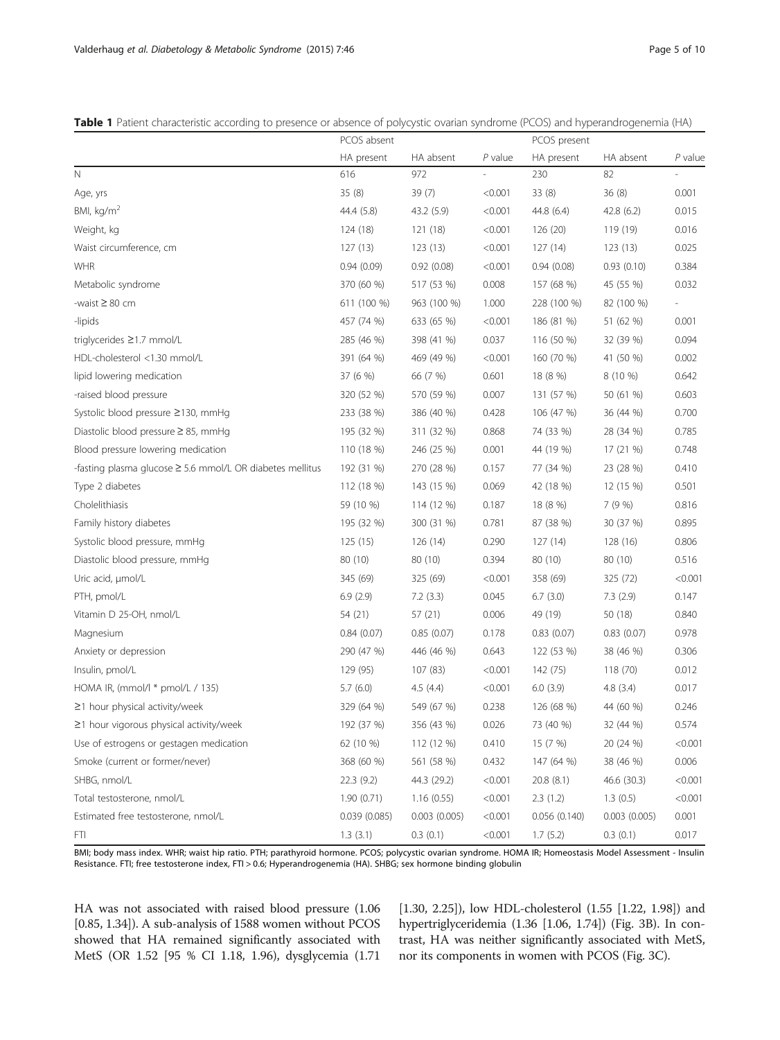**Table 1** Patient characteristic according to presence or absence of polycystic ovarian syndrome (PCOS) and hyperandrogenemia (HA)

| | PCOS absent | | | PCOS present | | |
|---|---|---|---|---|---|---|
| | HA present | HA absent | *P* value | HA present | HA absent | *P* value |
| N | 616 | 972 | - | 230 | 82 | - |
| Age, yrs | 35 (8) | 39 (7) | <0.001 | 33 (8) | 36 (8) | 0.001 |
| BMI, kg/m$^2$ | 44.4 (5.8) | 43.2 (5.9) | <0.001 | 44.8 (6.4) | 42.8 (6.2) | 0.015 |
| Weight, kg | 124 (18) | 121 (18) | <0.001 | 126 (20) | 119 (19) | 0.016 |
| Waist circumference, cm | 127 (13) | 123 (13) | <0.001 | 127 (14) | 123 (13) | 0.025 |
| WHR | 0.94 (0.09) | 0.92 (0.08) | <0.001 | 0.94 (0.08) | 0.93 (0.10) | 0.384 |
| Metabolic syndrome | 370 (60 %) | 517 (53 %) | 0.008 | 157 (68 %) | 45 (55 %) | 0.032 |
| -waist ≥ 80 cm | 611 (100 %) | 963 (100 %) | 1.000 | 228 (100 %) | 82 (100 %) | - |
| -lipids | 457 (74 %) | 633 (65 %) | <0.001 | 186 (81 %) | 51 (62 %) | 0.001 |
| triglycerides ≥1.7 mmol/L | 285 (46 %) | 398 (41 %) | 0.037 | 116 (50 %) | 32 (39 %) | 0.094 |
| HDL-cholesterol <1.30 mmol/L | 391 (64 %) | 469 (49 %) | <0.001 | 160 (70 %) | 41 (50 %) | 0.002 |
| lipid lowering medication | 37 (6 %) | 66 (7 %) | 0.601 | 18 (8 %) | 8 (10 %) | 0.642 |
| -raised blood pressure | 320 (52 %) | 570 (59 %) | 0.007 | 131 (57 %) | 50 (61 %) | 0.603 |
| Systolic blood pressure ≥130, mmHg | 233 (38 %) | 386 (40 %) | 0.428 | 106 (47 %) | 36 (44 %) | 0.700 |
| Diastolic blood pressure ≥ 85, mmHg | 195 (32 %) | 311 (32 %) | 0.868 | 74 (33 %) | 28 (34 %) | 0.785 |
| Blood pressure lowering medication | 110 (18 %) | 246 (25 %) | 0.001 | 44 (19 %) | 17 (21 %) | 0.748 |
| -fasting plasma glucose ≥ 5.6 mmol/L OR diabetes mellitus | 192 (31 %) | 270 (28 %) | 0.157 | 77 (34 %) | 23 (28 %) | 0.410 |
| Type 2 diabetes | 112 (18 %) | 143 (15 %) | 0.069 | 42 (18 %) | 12 (15 %) | 0.501 |
| Cholelithiasis | 59 (10 %) | 114 (12 %) | 0.187 | 18 (8 %) | 7 (9 %) | 0.816 |
| Family history diabetes | 195 (32 %) | 300 (31 %) | 0.781 | 87 (38 %) | 30 (37 %) | 0.895 |
| Systolic blood pressure, mmHg | 125 (15) | 126 (14) | 0.290 | 127 (14) | 128 (16) | 0.806 |
| Diastolic blood pressure, mmHg | 80 (10) | 80 (10) | 0.394 | 80 (10) | 80 (10) | 0.516 |
| Uric acid, μmol/L | 345 (69) | 325 (69) | <0.001 | 358 (69) | 325 (72) | <0.001 |
| PTH, pmol/L | 6.9 (2.9) | 7.2 (3.3) | 0.045 | 6.7 (3.0) | 7.3 (2.9) | 0.147 |
| Vitamin D 25-OH, nmol/L | 54 (21) | 57 (21) | 0.006 | 49 (19) | 50 (18) | 0.840 |
| Magnesium | 0.84 (0.07) | 0.85 (0.07) | 0.178 | 0.83 (0.07) | 0.83 (0.07) | 0.978 |
| Anxiety or depression | 290 (47 %) | 446 (46 %) | 0.643 | 122 (53 %) | 38 (46 %) | 0.306 |
| Insulin, pmol/L | 129 (95) | 107 (83) | <0.001 | 142 (75) | 118 (70) | 0.012 |
| HOMA IR, (mmol/l * pmol/L / 135) | 5.7 (6.0) | 4.5 (4.4) | <0.001 | 6.0 (3.9) | 4.8 (3.4) | 0.017 |
| ≥1 hour physical activity/week | 329 (64 %) | 549 (67 %) | 0.238 | 126 (68 %) | 44 (60 %) | 0.246 |
| ≥1 hour vigorous physical activity/week | 192 (37 %) | 356 (43 %) | 0.026 | 73 (40 %) | 32 (44 %) | 0.574 |
| Use of estrogens or gestagen medication | 62 (10 %) | 112 (12 %) | 0.410 | 15 (7 %) | 20 (24 %) | <0.001 |
| Smoke (current or former/never) | 368 (60 %) | 561 (58 %) | 0.432 | 147 (64 %) | 38 (46 %) | 0.006 |
| SHBG, nmol/L | 22.3 (9.2) | 44.3 (29.2) | <0.001 | 20.8 (8.1) | 46.6 (30.3) | <0.001 |
| Total testosterone, nmol/L | 1.90 (0.71) | 1.16 (0.55) | <0.001 | 2.3 (1.2) | 1.3 (0.5) | <0.001 |
| Estimated free testosterone, nmol/L | 0.039 (0.085) | 0.003 (0.005) | <0.001 | 0.056 (0.140) | 0.003 (0.005) | 0.001 |
| FTI | 1.3 (3.1) | 0.3 (0.1) | <0.001 | 1.7 (5.2) | 0.3 (0.1) | 0.017 |

BMI; body mass index. WHR; waist hip ratio. PTH; parathyroid hormone. PCOS; polycystic ovarian syndrome. HOMA IR; Homeostasis Model Assessment - Insulin Resistance. FTI; free testosterone index, FTI > 0.6; Hyperandrogenemia (HA). SHBG; sex hormone binding globulin

HA was not associated with raised blood pressure (1.06 [0.85, 1.34]). A sub-analysis of 1588 women without PCOS showed that HA remained significantly associated with MetS (OR 1.52 [95 % CI 1.18, 1.96), dysglycemia (1.71 [1.30, 2.25]), low HDL-cholesterol (1.55 [1.22, 1.98]) and hypertriglyceridemia (1.36 [1.06, 1.74]) (Fig. 3B). In contrast, HA was neither significantly associated with MetS, nor its components in women with PCOS (Fig. 3C).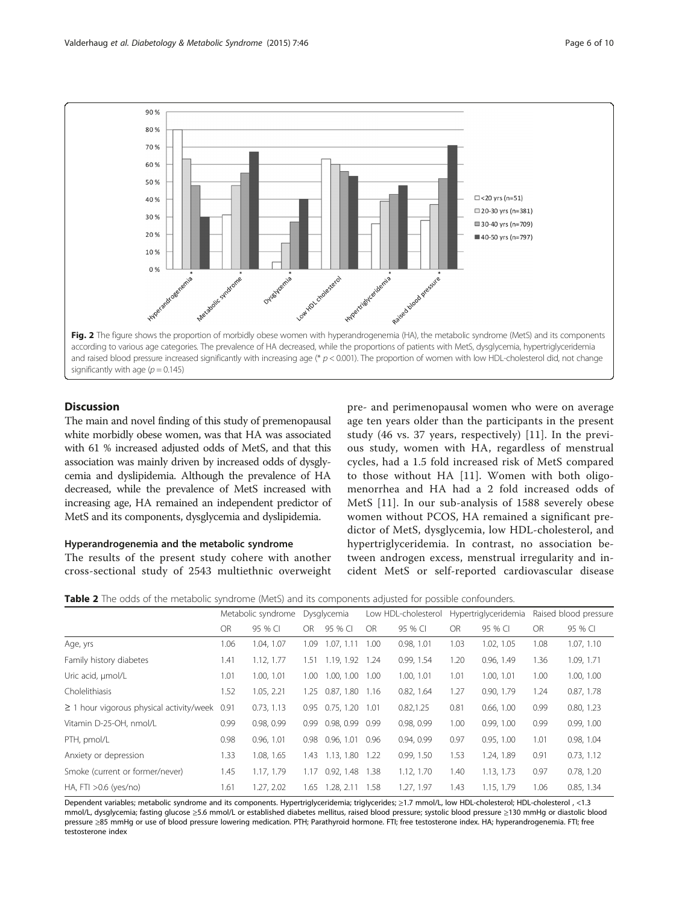**Fig. 2** The figure shows the proportion of morbidly obese women with hyperandrogenemia (HA), the metabolic syndrome (MetS) and its components according to various age categories. The prevalence of HA decreased, while the proportions of patients with MetS, dysglycemia, hypertriglyceridemia and raised blood pressure increased significantly with increasing age (* $p < 0.001$). The proportion of women with low HDL-cholesterol did, not change significantly with age ($p = 0.145$)

## Discussion

The main and novel finding of this study of premenopausal white morbidly obese women, was that HA was associated with 61 % increased adjusted odds of MetS, and that this association was mainly driven by increased odds of dysglycemia and dyslipidemia. Although the prevalence of HA decreased, while the prevalence of MetS increased with increasing age, HA remained an independent predictor of MetS and its components, dysglycemia and dyslipidemia.

### Hyperandrogenemia and the metabolic syndrome

The results of the present study cohere with another cross-sectional study of 2543 multiethnic overweight pre- and perimenopausal women who were on average age ten years older than the participants in the present study (46 vs. 37 years, respectively) [11]. In the previous study, women with HA, regardless of menstrual cycles, had a 1.5 fold increased risk of MetS compared to those without HA [11]. Women with both oligomenorrhea and HA had a 2 fold increased odds of MetS [11]. In our sub-analysis of 1588 severely obese women without PCOS, HA remained a significant predictor of MetS, dysglycemia, low HDL-cholesterol, and hypertriglyceridemia. In contrast, no association between androgen excess, menstrual irregularity and incident MetS or self-reported cardiovascular disease

**Table 2** The odds of the metabolic syndrome (MetS) and its components adjusted for possible confounders.

| | Metabolic syndrome | | Dysglycemia | | Low HDL-cholesterol | | Hypertriglyceridemia | | Raised blood pressure | |
|---|---|---|---|---|---|---|---|---|---|---|
| | OR | 95 % CI | OR | 95 % CI | OR | 95 % CI | OR | 95 % CI | OR | 95 % CI |
| Age, yrs | 1.06 | 1.04, 1.07 | 1.09 | 1.07, 1.11 | 1.00 | 0.98, 1.01 | 1.03 | 1.02, 1.05 | 1.08 | 1.07, 1.10 |
| Family history diabetes | 1.41 | 1.12, 1.77 | 1.51 | 1.19, 1.92 | 1.24 | 0.99, 1.54 | 1.20 | 0.96, 1.49 | 1.36 | 1.09, 1.71 |
| Uric acid, μmol/L | 1.01 | 1.00, 1.01 | 1.00 | 1.00, 1.00 | 1.00 | 1.00, 1.01 | 1.01 | 1.00, 1.01 | 1.00 | 1.00, 1.00 |
| Cholelithiasis | 1.52 | 1.05, 2.21 | 1.25 | 0.87, 1.80 | 1.16 | 0.82, 1.64 | 1.27 | 0.90, 1.79 | 1.24 | 0.87, 1.78 |
| ≥ 1 hour vigorous physical activity/week | 0.91 | 0.73, 1.13 | 0.95 | 0.75, 1.20 | 1.01 | 0.82,1.25 | 0.81 | 0.66, 1.00 | 0.99 | 0.80, 1.23 |
| Vitamin D-25-OH, nmol/L | 0.99 | 0.98, 0.99 | 0.99 | 0.98, 0.99 | 0.99 | 0.98, 0.99 | 1.00 | 0.99, 1.00 | 0.99 | 0.99, 1.00 |
| PTH, pmol/L | 0.98 | 0.96, 1.01 | 0.98 | 0.96, 1.01 | 0.96 | 0.94, 0.99 | 0.97 | 0.95, 1.00 | 1.01 | 0.98, 1.04 |
| Anxiety or depression | 1.33 | 1.08, 1.65 | 1.43 | 1.13, 1.80 | 1.22 | 0.99, 1.50 | 1.53 | 1.24, 1.89 | 0.91 | 0.73, 1.12 |
| Smoke (current or former/never) | 1.45 | 1.17, 1.79 | 1.17 | 0.92, 1.48 | 1.38 | 1.12, 1.70 | 1.40 | 1.13, 1.73 | 0.97 | 0.78, 1.20 |
| HA, FTI >0.6 (yes/no) | 1.61 | 1.27, 2.02 | 1.65 | 1.28, 2.11 | 1.58 | 1.27, 1.97 | 1.43 | 1.15, 1.79 | 1.06 | 0.85, 1.34 |

Dependent variables; metabolic syndrome and its components. Hypertriglyceridemia; triglycerides; ≥1.7 mmol/L, low HDL-cholesterol; HDL-cholesterol , <1.3 mmol/L, dysglycemia; fasting glucose ≥5.6 mmol/L or established diabetes mellitus, raised blood pressure; systolic blood pressure ≥130 mmHg or diastolic blood pressure ≥85 mmHg or use of blood pressure lowering medication. PTH; Parathyroid hormone. FTI; free testosterone index. HA; hyperandrogenemia. FTI; free testosterone index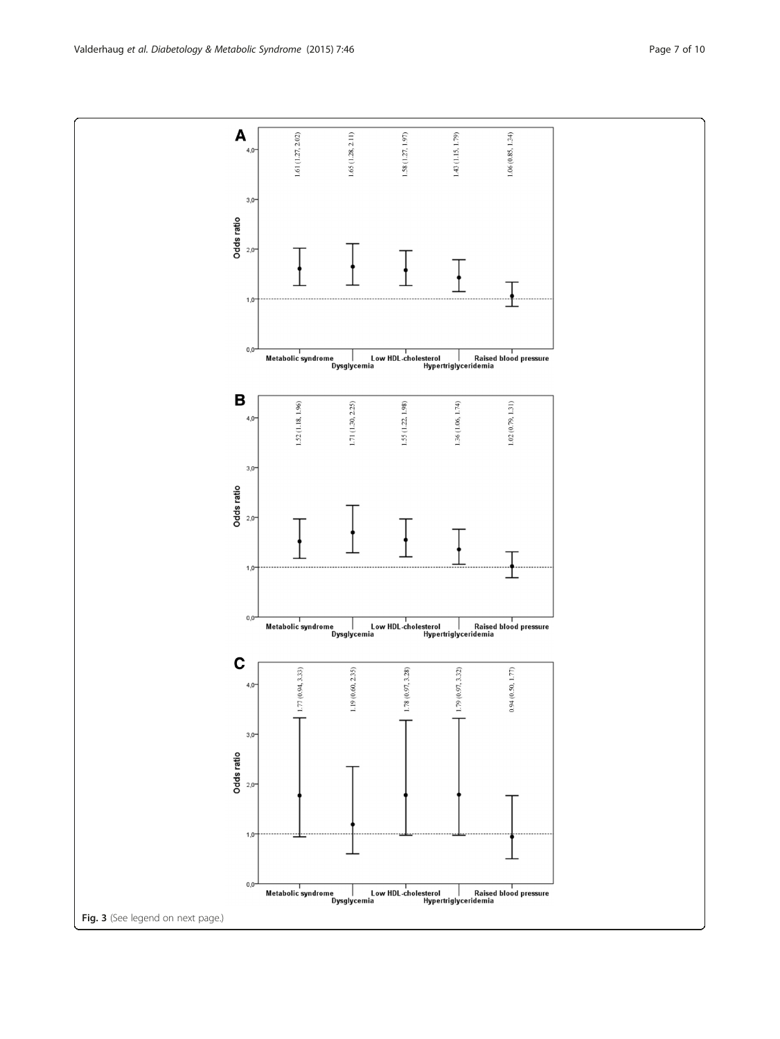**A**

| | Metabolic syndrome | Dysglycemia | Low HDL-cholesterol | Hypertriglyceridemia | Raised blood pressure |
|---|---|---|---|---|---|
| Odds ratio (95% CI) | 1.61 (1.27, 2.02) | 1.65 (1.28, 2.11) | 1.58 (1.27, 1.97) | 1.43 (1.15, 1.79) | 1.06 (0.85, 1.34) |

**B**

| | Metabolic syndrome | Dysglycemia | Low HDL-cholesterol | Hypertriglyceridemia | Raised blood pressure |
|---|---|---|---|---|---|
| Odds ratio (95% CI) | 1.52 (1.18, 1.96) | 1.71 (1.30, 2.25) | 1.55 (1.22, 1.98) | 1.36 (1.06, 1.74) | 1.02 (0.79, 1.31) |

**C**

| | Metabolic syndrome | Dysglycemia | Low HDL-cholesterol | Hypertriglyceridemia | Raised blood pressure |
|---|---|---|---|---|---|
| Odds ratio (95% CI) | 1.77 (0.94, 3.33) | 1.19 (0.60, 2.35) | 1.78 (0.97, 3.28) | 1.79 (0.97, 3.32) | 0.94 (0.50, 1.77) |

**Fig. 3** (See legend on next page.)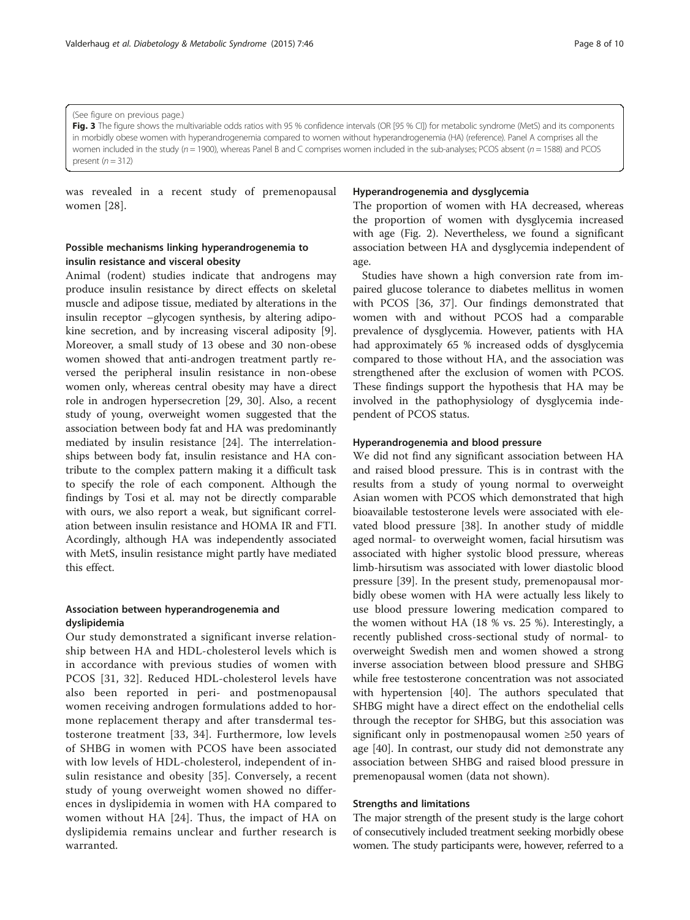(See figure on previous page.)

**Fig. 3** The figure shows the multivariable odds ratios with 95 % confidence intervals (OR [95 % CI]) for metabolic syndrome (MetS) and its components in morbidly obese women with hyperandrogenemia compared to women without hyperandrogenemia (HA) (reference). Panel A comprises all the women included in the study ($n = 1900$), whereas Panel B and C comprises women included in the sub-analyses; PCOS absent ($n = 1588$) and PCOS present ($n = 312$)

was revealed in a recent study of premenopausal women [28].

### Possible mechanisms linking hyperandrogenemia to insulin resistance and visceral obesity

Animal (rodent) studies indicate that androgens may produce insulin resistance by direct effects on skeletal muscle and adipose tissue, mediated by alterations in the insulin receptor –glycogen synthesis, by altering adipokine secretion, and by increasing visceral adiposity [9]. Moreover, a small study of 13 obese and 30 non-obese women showed that anti-androgen treatment partly reversed the peripheral insulin resistance in non-obese women only, whereas central obesity may have a direct role in androgen hypersecretion [29, 30]. Also, a recent study of young, overweight women suggested that the association between body fat and HA was predominantly mediated by insulin resistance [24]. The interrelationships between body fat, insulin resistance and HA contribute to the complex pattern making it a difficult task to specify the role of each component. Although the findings by Tosi et al. may not be directly comparable with ours, we also report a weak, but significant correlation between insulin resistance and HOMA IR and FTI. Acordingly, although HA was independently associated with MetS, insulin resistance might partly have mediated this effect.

### Association between hyperandrogenemia and dyslipidemia

Our study demonstrated a significant inverse relationship between HA and HDL-cholesterol levels which is in accordance with previous studies of women with PCOS [31, 32]. Reduced HDL-cholesterol levels have also been reported in peri- and postmenopausal women receiving androgen formulations added to hormone replacement therapy and after transdermal testosterone treatment [33, 34]. Furthermore, low levels of SHBG in women with PCOS have been associated with low levels of HDL-cholesterol, independent of insulin resistance and obesity [35]. Conversely, a recent study of young overweight women showed no differences in dyslipidemia in women with HA compared to women without HA [24]. Thus, the impact of HA on dyslipidemia remains unclear and further research is warranted.

### Hyperandrogenemia and dysglycemia

The proportion of women with HA decreased, whereas the proportion of women with dysglycemia increased with age (Fig. 2). Nevertheless, we found a significant association between HA and dysglycemia independent of age.

Studies have shown a high conversion rate from impaired glucose tolerance to diabetes mellitus in women with PCOS [36, 37]. Our findings demonstrated that women with and without PCOS had a comparable prevalence of dysglycemia. However, patients with HA had approximately 65 % increased odds of dysglycemia compared to those without HA, and the association was strengthened after the exclusion of women with PCOS. These findings support the hypothesis that HA may be involved in the pathophysiology of dysglycemia independent of PCOS status.

### Hyperandrogenemia and blood pressure

We did not find any significant association between HA and raised blood pressure. This is in contrast with the results from a study of young normal to overweight Asian women with PCOS which demonstrated that high bioavailable testosterone levels were associated with elevated blood pressure [38]. In another study of middle aged normal- to overweight women, facial hirsutism was associated with higher systolic blood pressure, whereas limb-hirsutism was associated with lower diastolic blood pressure [39]. In the present study, premenopausal morbidly obese women with HA were actually less likely to use blood pressure lowering medication compared to the women without HA (18 % vs. 25 %). Interestingly, a recently published cross-sectional study of normal- to overweight Swedish men and women showed a strong inverse association between blood pressure and SHBG while free testosterone concentration was not associated with hypertension [40]. The authors speculated that SHBG might have a direct effect on the endothelial cells through the receptor for SHBG, but this association was significant only in postmenopausal women ≥50 years of age [40]. In contrast, our study did not demonstrate any association between SHBG and raised blood pressure in premenopausal women (data not shown).

### Strengths and limitations

The major strength of the present study is the large cohort of consecutively included treatment seeking morbidly obese women. The study participants were, however, referred to a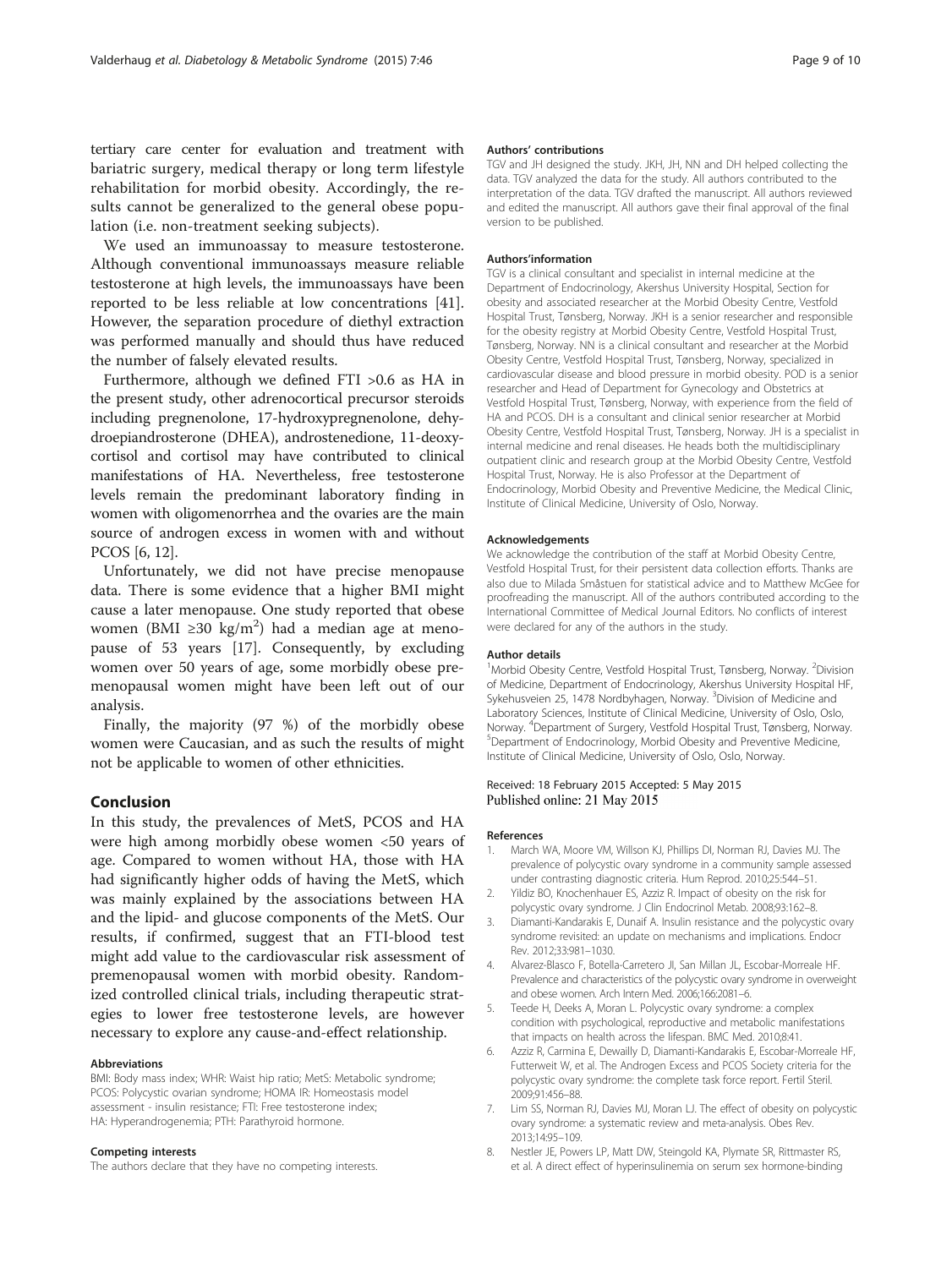tertiary care center for evaluation and treatment with bariatric surgery, medical therapy or long term lifestyle rehabilitation for morbid obesity. Accordingly, the results cannot be generalized to the general obese population (i.e. non-treatment seeking subjects).

We used an immunoassay to measure testosterone. Although conventional immunoassays measure reliable testosterone at high levels, the immunoassays have been reported to be less reliable at low concentrations [41]. However, the separation procedure of diethyl extraction was performed manually and should thus have reduced the number of falsely elevated results.

Furthermore, although we defined FTI >0.6 as HA in the present study, other adrenocortical precursor steroids including pregnenolone, 17-hydroxypregnenolone, dehydroepiandrosterone (DHEA), androstenedione, 11-deoxycortisol and cortisol may have contributed to clinical manifestations of HA. Nevertheless, free testosterone levels remain the predominant laboratory finding in women with oligomenorrhea and the ovaries are the main source of androgen excess in women with and without PCOS [6, 12].

Unfortunately, we did not have precise menopause data. There is some evidence that a higher BMI might cause a later menopause. One study reported that obese women (BMI ≥30 kg/m$^2$) had a median age at menopause of 53 years [17]. Consequently, by excluding women over 50 years of age, some morbidly obese premenopausal women might have been left out of our analysis.

Finally, the majority (97 %) of the morbidly obese women were Caucasian, and as such the results of might not be applicable to women of other ethnicities.

## Conclusion

In this study, the prevalences of MetS, PCOS and HA were high among morbidly obese women <50 years of age. Compared to women without HA, those with HA had significantly higher odds of having the MetS, which was mainly explained by the associations between HA and the lipid- and glucose components of the MetS. Our results, if confirmed, suggest that an FTI-blood test might add value to the cardiovascular risk assessment of premenopausal women with morbid obesity. Randomized controlled clinical trials, including therapeutic strategies to lower free testosterone levels, are however necessary to explore any cause-and-effect relationship.

#### Abbreviations

BMI: Body mass index; WHR: Waist hip ratio; MetS: Metabolic syndrome; PCOS: Polycystic ovarian syndrome; HOMA IR: Homeostasis model assessment - insulin resistance; FTI: Free testosterone index; HA: Hyperandrogenemia; PTH: Parathyroid hormone.

#### Competing interests

The authors declare that they have no competing interests.

#### Authors' contributions

TGV and JH designed the study. JKH, JH, NN and DH helped collecting the data. TGV analyzed the data for the study. All authors contributed to the interpretation of the data. TGV drafted the manuscript. All authors reviewed and edited the manuscript. All authors gave their final approval of the final version to be published.

#### Authors'information

TGV is a clinical consultant and specialist in internal medicine at the Department of Endocrinology, Akershus University Hospital, Section for obesity and associated researcher at the Morbid Obesity Centre, Vestfold Hospital Trust, Tønsberg, Norway. JKH is a senior researcher and responsible for the obesity registry at Morbid Obesity Centre, Vestfold Hospital Trust, Tønsberg, Norway. NN is a clinical consultant and researcher at the Morbid Obesity Centre, Vestfold Hospital Trust, Tønsberg, Norway, specialized in cardiovascular disease and blood pressure in morbid obesity. POD is a senior researcher and Head of Department for Gynecology and Obstetrics at Vestfold Hospital Trust, Tønsberg, Norway, with experience from the field of HA and PCOS. DH is a consultant and clinical senior researcher at Morbid Obesity Centre, Vestfold Hospital Trust, Tønsberg, Norway. JH is a specialist in internal medicine and renal diseases. He heads both the multidisciplinary outpatient clinic and research group at the Morbid Obesity Centre, Vestfold Hospital Trust, Norway. He is also Professor at the Department of Endocrinology, Morbid Obesity and Preventive Medicine, the Medical Clinic, Institute of Clinical Medicine, University of Oslo, Norway.

#### Acknowledgements

We acknowledge the contribution of the staff at Morbid Obesity Centre, Vestfold Hospital Trust, for their persistent data collection efforts. Thanks are also due to Milada Småstuen for statistical advice and to Matthew McGee for proofreading the manuscript. All of the authors contributed according to the International Committee of Medical Journal Editors. No conflicts of interest were declared for any of the authors in the study.

#### Author details

[1]Morbid Obesity Centre, Vestfold Hospital Trust, Tønsberg, Norway. [2]Division of Medicine, Department of Endocrinology, Akershus University Hospital HF, Sykehusveien 25, 1478 Nordbyhagen, Norway. [3]Division of Medicine and Laboratory Sciences, Institute of Clinical Medicine, University of Oslo, Oslo, Norway. [4]Department of Surgery, Vestfold Hospital Trust, Tønsberg, Norway. [5]Department of Endocrinology, Morbid Obesity and Preventive Medicine, Institute of Clinical Medicine, University of Oslo, Oslo, Norway.

Received: 18 February 2015 Accepted: 5 May 2015
Published online: 21 May 2015

#### References

1. March WA, Moore VM, Willson KJ, Phillips DI, Norman RJ, Davies MJ. The prevalence of polycystic ovary syndrome in a community sample assessed under contrasting diagnostic criteria. Hum Reprod. 2010;25:544–51.
2. Yildiz BO, Knochenhauer ES, Azziz R. Impact of obesity on the risk for polycystic ovary syndrome. J Clin Endocrinol Metab. 2008;93:162–8.
3. Diamanti-Kandarakis E, Dunaif A. Insulin resistance and the polycystic ovary syndrome revisited: an update on mechanisms and implications. Endocr Rev. 2012;33:981–1030.
4. Alvarez-Blasco F, Botella-Carretero JI, San Millan JL, Escobar-Morreale HF. Prevalence and characteristics of the polycystic ovary syndrome in overweight and obese women. Arch Intern Med. 2006;166:2081–6.
5. Teede H, Deeks A, Moran L. Polycystic ovary syndrome: a complex condition with psychological, reproductive and metabolic manifestations that impacts on health across the lifespan. BMC Med. 2010;8:41.
6. Azziz R, Carmina E, Dewailly D, Diamanti-Kandarakis E, Escobar-Morreale HF, Futterweit W, et al. The Androgen Excess and PCOS Society criteria for the polycystic ovary syndrome: the complete task force report. Fertil Steril. 2009;91:456–88.
7. Lim SS, Norman RJ, Davies MJ, Moran LJ. The effect of obesity on polycystic ovary syndrome: a systematic review and meta-analysis. Obes Rev. 2013;14:95–109.
8. Nestler JE, Powers LP, Matt DW, Steingold KA, Plymate SR, Rittmaster RS, et al. A direct effect of hyperinsulinemia on serum sex hormone-binding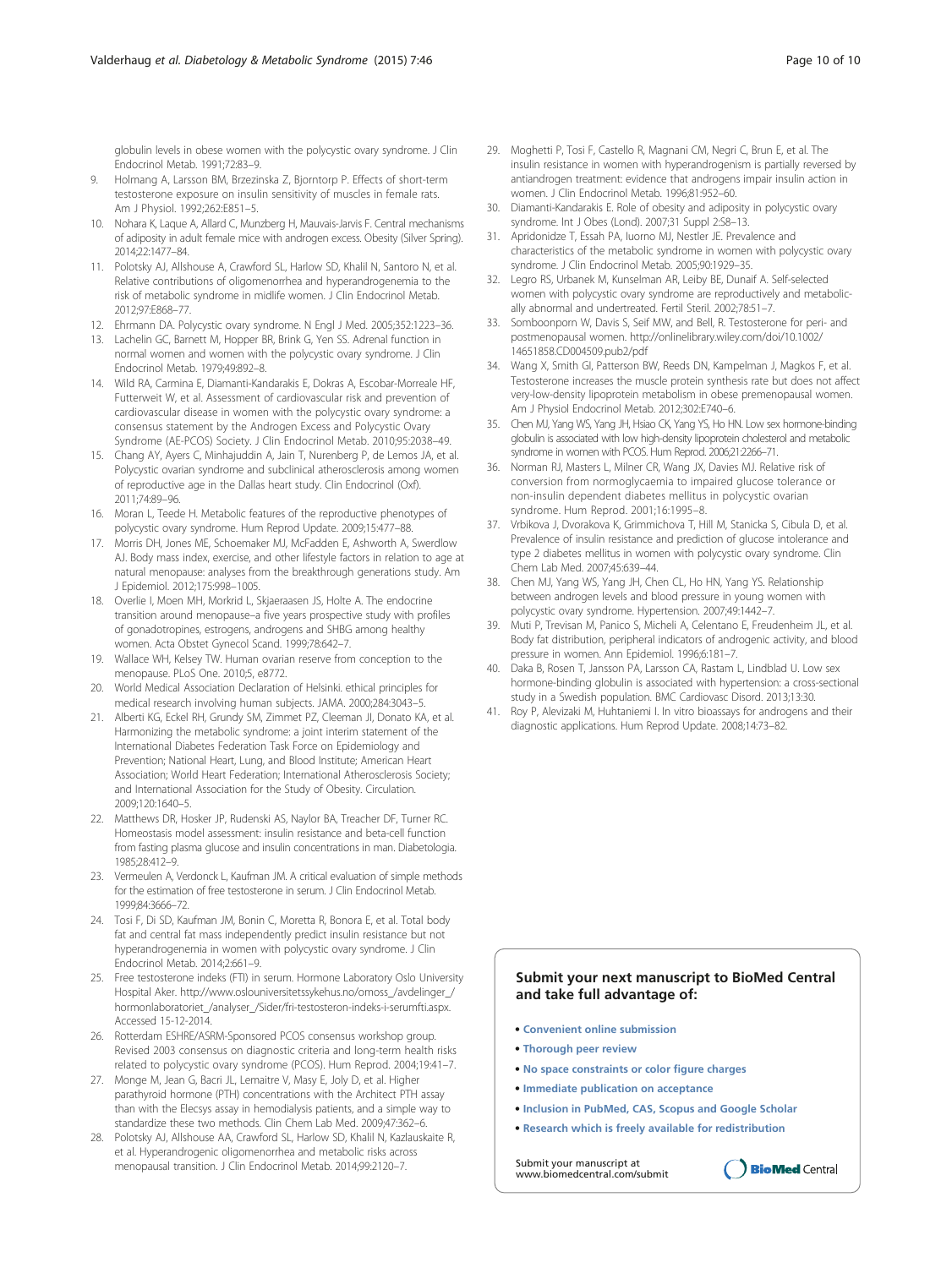globulin levels in obese women with the polycystic ovary syndrome. J Clin Endocrinol Metab. 1991;72:83–9.

9. Holmang A, Larsson BM, Brzezinska Z, Bjorntorp P. Effects of short-term testosterone exposure on insulin sensitivity of muscles in female rats. Am J Physiol. 1992;262:E851–5.
10. Nohara K, Laque A, Allard C, Munzberg H, Mauvais-Jarvis F. Central mechanisms of adiposity in adult female mice with androgen excess. Obesity (Silver Spring). 2014;22:1477–84.
11. Polotsky AJ, Allshouse A, Crawford SL, Harlow SD, Khalil N, Santoro N, et al. Relative contributions of oligomenorrhea and hyperandrogenemia to the risk of metabolic syndrome in midlife women. J Clin Endocrinol Metab. 2012;97:E868–77.
12. Ehrmann DA. Polycystic ovary syndrome. N Engl J Med. 2005;352:1223–36.
13. Lachelin GC, Barnett M, Hopper BR, Brink G, Yen SS. Adrenal function in normal women and women with the polycystic ovary syndrome. J Clin Endocrinol Metab. 1979;49:892–8.
14. Wild RA, Carmina E, Diamanti-Kandarakis E, Dokras A, Escobar-Morreale HF, Futterweit W, et al. Assessment of cardiovascular risk and prevention of cardiovascular disease in women with the polycystic ovary syndrome: a consensus statement by the Androgen Excess and Polycystic Ovary Syndrome (AE-PCOS) Society. J Clin Endocrinol Metab. 2010;95:2038–49.
15. Chang AY, Ayers C, Minhajuddin A, Jain T, Nurenberg P, de Lemos JA, et al. Polycystic ovarian syndrome and subclinical atherosclerosis among women of reproductive age in the Dallas heart study. Clin Endocrinol (Oxf). 2011;74:89–96.
16. Moran L, Teede H. Metabolic features of the reproductive phenotypes of polycystic ovary syndrome. Hum Reprod Update. 2009;15:477–88.
17. Morris DH, Jones ME, Schoemaker MJ, McFadden E, Ashworth A, Swerdlow AJ. Body mass index, exercise, and other lifestyle factors in relation to age at natural menopause: analyses from the breakthrough generations study. Am J Epidemiol. 2012;175:998–1005.
18. Overlie I, Moen MH, Morkrid L, Skjaeraasen JS, Holte A. The endocrine transition around menopause–a five years prospective study with profiles of gonadotropines, estrogens, androgens and SHBG among healthy women. Acta Obstet Gynecol Scand. 1999;78:642–7.
19. Wallace WH, Kelsey TW. Human ovarian reserve from conception to the menopause. PLoS One. 2010;5, e8772.
20. World Medical Association Declaration of Helsinki. ethical principles for medical research involving human subjects. JAMA. 2000;284:3043–5.
21. Alberti KG, Eckel RH, Grundy SM, Zimmet PZ, Cleeman JI, Donato KA, et al. Harmonizing the metabolic syndrome: a joint interim statement of the International Diabetes Federation Task Force on Epidemiology and Prevention; National Heart, Lung, and Blood Institute; American Heart Association; World Heart Federation; International Atherosclerosis Society; and International Association for the Study of Obesity. Circulation. 2009;120:1640–5.
22. Matthews DR, Hosker JP, Rudenski AS, Naylor BA, Treacher DF, Turner RC. Homeostasis model assessment: insulin resistance and beta-cell function from fasting plasma glucose and insulin concentrations in man. Diabetologia. 1985;28:412–9.
23. Vermeulen A, Verdonck L, Kaufman JM. A critical evaluation of simple methods for the estimation of free testosterone in serum. J Clin Endocrinol Metab. 1999;84:3666–72.
24. Tosi F, Di SD, Kaufman JM, Bonin C, Moretta R, Bonora E, et al. Total body fat and central fat mass independently predict insulin resistance but not hyperandrogenemia in women with polycystic ovary syndrome. J Clin Endocrinol Metab. 2014;2:661–9.
25. Free testosterone indeks (FTI) in serum. Hormone Laboratory Oslo University Hospital Aker. http://www.oslouniversitetssykehus.no/omoss_/avdelinger_/hormonlaboratoriet_/analyser_/Sider/fri-testosteron-indeks-i-serumfti.aspx. Accessed 15-12-2014.
26. Rotterdam ESHRE/ASRM-Sponsored PCOS consensus workshop group. Revised 2003 consensus on diagnostic criteria and long-term health risks related to polycystic ovary syndrome (PCOS). Hum Reprod. 2004;19:41–7.
27. Monge M, Jean G, Bacri JL, Lemaitre V, Masy E, Joly D, et al. Higher parathyroid hormone (PTH) concentrations with the Architect PTH assay than with the Elecsys assay in hemodialysis patients, and a simple way to standardize these two methods. Clin Chem Lab Med. 2009;47:362–6.
28. Polotsky AJ, Allshouse AA, Crawford SL, Harlow SD, Khalil N, Kazlauskaite R, et al. Hyperandrogenic oligomenorrhea and metabolic risks across menopausal transition. J Clin Endocrinol Metab. 2014;99:2120–7.
29. Moghetti P, Tosi F, Castello R, Magnani CM, Negri C, Brun E, et al. The insulin resistance in women with hyperandrogenism is partially reversed by antiandrogen treatment: evidence that androgens impair insulin action in women. J Clin Endocrinol Metab. 1996;81:952–60.
30. Diamanti-Kandarakis E. Role of obesity and adiposity in polycystic ovary syndrome. Int J Obes (Lond). 2007;31 Suppl 2:S8–13.
31. Apridonidze T, Essah PA, Iuorno MJ, Nestler JE. Prevalence and characteristics of the metabolic syndrome in women with polycystic ovary syndrome. J Clin Endocrinol Metab. 2005;90:1929–35.
32. Legro RS, Urbanek M, Kunselman AR, Leiby BE, Dunaif A. Self-selected women with polycystic ovary syndrome are reproductively and metabolically abnormal and undertreated. Fertil Steril. 2002;78:51–7.
33. Somboonporn W, Davis S, Seif MW, and Bell, R. Testosterone for peri- and postmenopausal women. http://onlinelibrary.wiley.com/doi/10.1002/14651858.CD004509.pub2/pdf
34. Wang X, Smith GI, Patterson BW, Reeds DN, Kampelman J, Magkos F, et al. Testosterone increases the muscle protein synthesis rate but does not affect very-low-density lipoprotein metabolism in obese premenopausal women. Am J Physiol Endocrinol Metab. 2012;302:E740–6.
35. Chen MJ, Yang WS, Yang JH, Hsiao CK, Yang YS, Ho HN. Low sex hormone-binding globulin is associated with low high-density lipoprotein cholesterol and metabolic syndrome in women with PCOS. Hum Reprod. 2006;21:2266–71.
36. Norman RJ, Masters L, Milner CR, Wang JX, Davies MJ. Relative risk of conversion from normoglycaemia to impaired glucose tolerance or non-insulin dependent diabetes mellitus in polycystic ovarian syndrome. Hum Reprod. 2001;16:1995–8.
37. Vrbikova J, Dvorakova K, Grimmichova T, Hill M, Stanicka S, Cibula D, et al. Prevalence of insulin resistance and prediction of glucose intolerance and type 2 diabetes mellitus in women with polycystic ovary syndrome. Clin Chem Lab Med. 2007;45:639–44.
38. Chen MJ, Yang WS, Yang JH, Chen CL, Ho HN, Yang YS. Relationship between androgen levels and blood pressure in young women with polycystic ovary syndrome. Hypertension. 2007;49:1442–7.
39. Muti P, Trevisan M, Panico S, Micheli A, Celentano E, Freudenheim JL, et al. Body fat distribution, peripheral indicators of androgenic activity, and blood pressure in women. Ann Epidemiol. 1996;6:181–7.
40. Daka B, Rosen T, Jansson PA, Larsson CA, Rastam L, Lindblad U. Low sex hormone-binding globulin is associated with hypertension: a cross-sectional study in a Swedish population. BMC Cardiovasc Disord. 2013;13:30.
41. Roy P, Alevizaki M, Huhtaniemi I. In vitro bioassays for androgens and their diagnostic applications. Hum Reprod Update. 2008;14:73–82.

**Submit your next manuscript to BioMed Central and take full advantage of:**

- **Convenient online submission**
- **Thorough peer review**
- **No space constraints or color figure charges**
- **Immediate publication on acceptance**
- **Inclusion in PubMed, CAS, Scopus and Google Scholar**
- **Research which is freely available for redistribution**

Submit your manuscript at www.biomedcentral.com/submit

BioMed Central